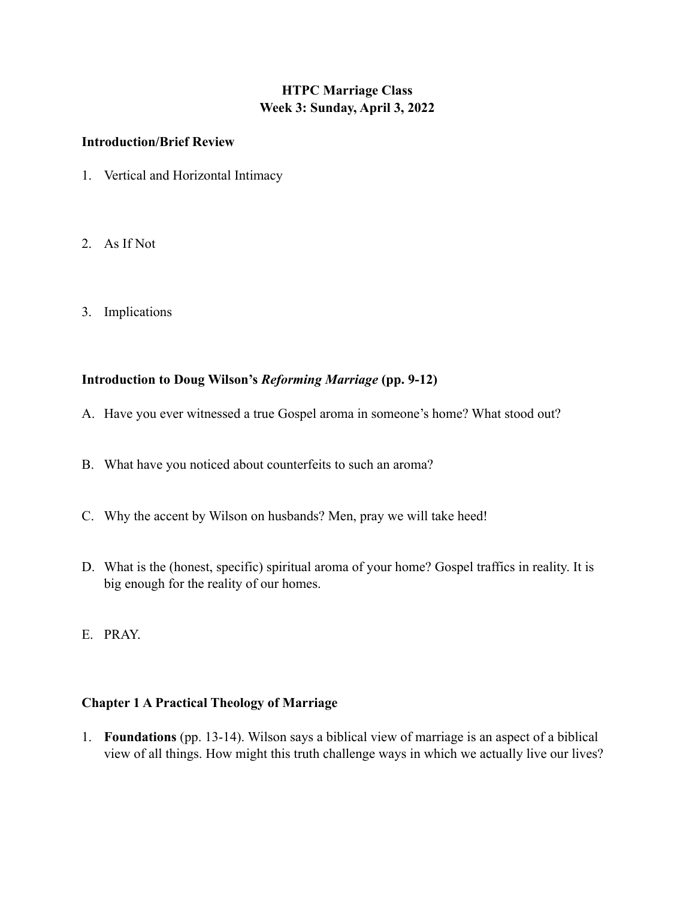# HTPC Marriage Class
# Week 3: Sunday, April 3, 2022

**Introduction/Brief Review**

1. Vertical and Horizontal Intimacy

2. As If Not

3. Implications

**Introduction to Doug Wilson's *Reforming Marriage* (pp. 9-12)**

A. Have you ever witnessed a true Gospel aroma in someone's home? What stood out?

B. What have you noticed about counterfeits to such an aroma?

C. Why the accent by Wilson on husbands? Men, pray we will take heed!

D. What is the (honest, specific) spiritual aroma of your home? Gospel traffics in reality. It is big enough for the reality of our homes.

E. PRAY.

**Chapter 1 A Practical Theology of Marriage**

1. **Foundations** (pp. 13-14). Wilson says a biblical view of marriage is an aspect of a biblical view of all things. How might this truth challenge ways in which we actually live our lives?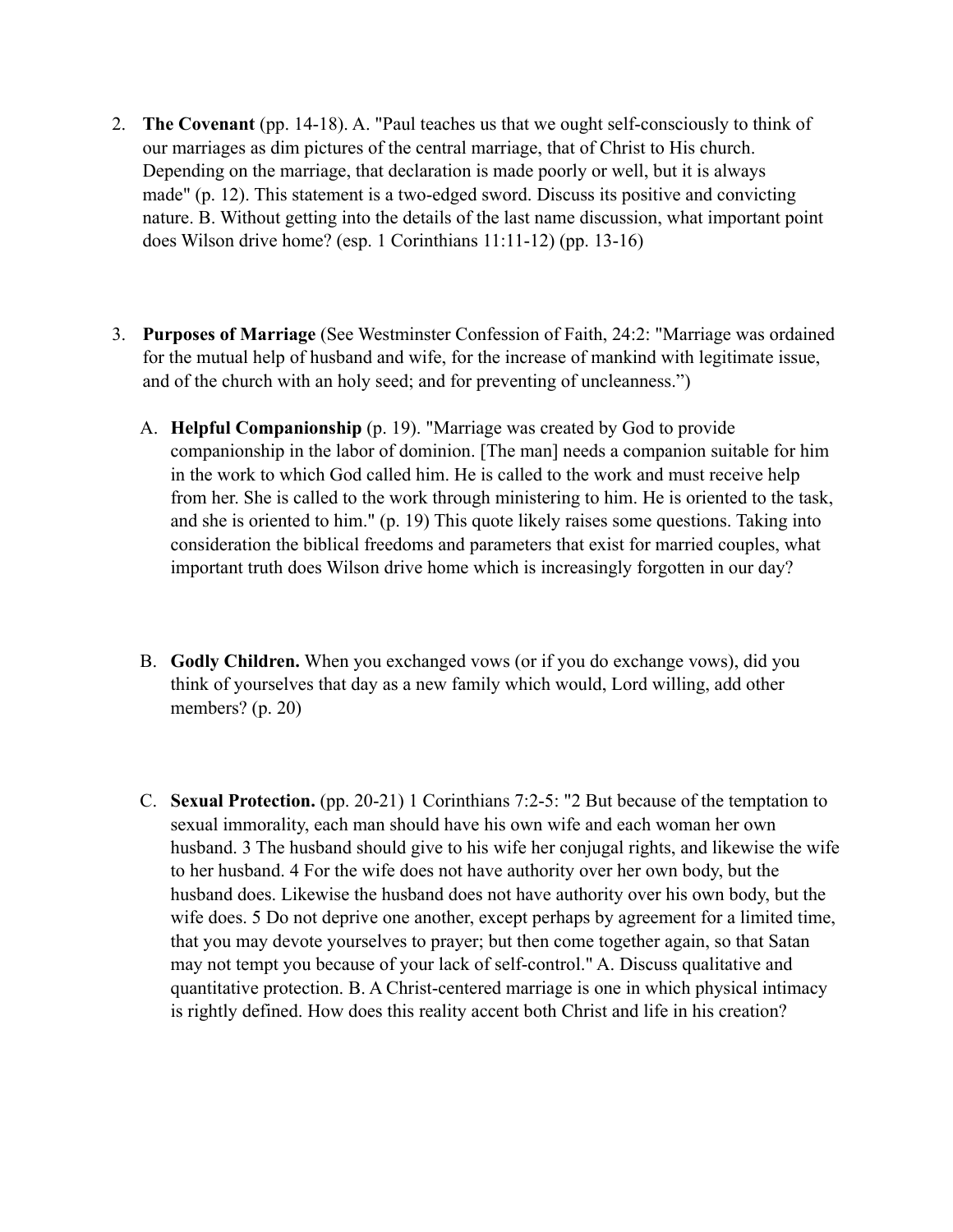2. **The Covenant** (pp. 14-18). A. "Paul teaches us that we ought self-consciously to think of our marriages as dim pictures of the central marriage, that of Christ to His church. Depending on the marriage, that declaration is made poorly or well, but it is always made" (p. 12). This statement is a two-edged sword. Discuss its positive and convicting nature. B. Without getting into the details of the last name discussion, what important point does Wilson drive home? (esp. 1 Corinthians 11:11-12) (pp. 13-16)

3. **Purposes of Marriage** (See Westminster Confession of Faith, 24:2: "Marriage was ordained for the mutual help of husband and wife, for the increase of mankind with legitimate issue, and of the church with an holy seed; and for preventing of uncleanness.")

   A. **Helpful Companionship** (p. 19). "Marriage was created by God to provide companionship in the labor of dominion. [The man] needs a companion suitable for him in the work to which God called him. He is called to the work and must receive help from her. She is called to the work through ministering to him. He is oriented to the task, and she is oriented to him." (p. 19) This quote likely raises some questions. Taking into consideration the biblical freedoms and parameters that exist for married couples, what important truth does Wilson drive home which is increasingly forgotten in our day?

   B. **Godly Children.** When you exchanged vows (or if you do exchange vows), did you think of yourselves that day as a new family which would, Lord willing, add other members? (p. 20)

   C. **Sexual Protection.** (pp. 20-21) 1 Corinthians 7:2-5: "2 But because of the temptation to sexual immorality, each man should have his own wife and each woman her own husband. 3 The husband should give to his wife her conjugal rights, and likewise the wife to her husband. 4 For the wife does not have authority over her own body, but the husband does. Likewise the husband does not have authority over his own body, but the wife does. 5 Do not deprive one another, except perhaps by agreement for a limited time, that you may devote yourselves to prayer; but then come together again, so that Satan may not tempt you because of your lack of self-control." A. Discuss qualitative and quantitative protection. B. A Christ-centered marriage is one in which physical intimacy is rightly defined. How does this reality accent both Christ and life in his creation?